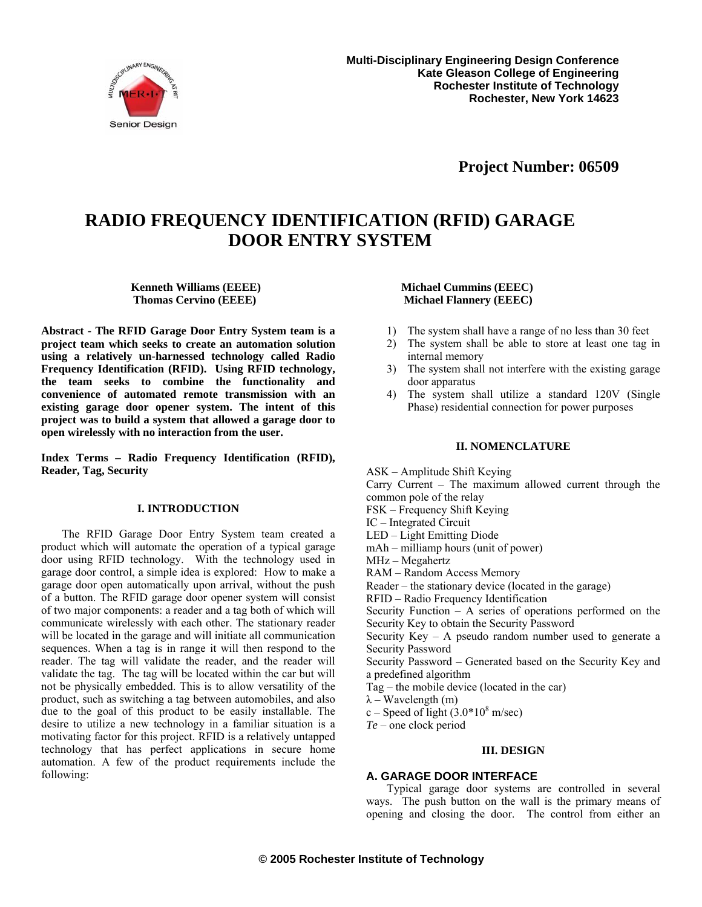Multi-Disciplinary Engineering Design Conference
Kate Gleason College of Engineering
Rochester Institute of Technology
Rochester, New York 14623

**Project Number: 06509**

# RADIO FREQUENCY IDENTIFICATION (RFID) GARAGE DOOR ENTRY SYSTEM

**Kenneth Williams (EEEE)**
**Thomas Cervino (EEEE)**

**Michael Cummins (EEEC)**
**Michael Flannery (EEEC)**

**Abstract - The RFID Garage Door Entry System team is a project team which seeks to create an automation solution using a relatively un-harnessed technology called Radio Frequency Identification (RFID). Using RFID technology, the team seeks to combine the functionality and convenience of automated remote transmission with an existing garage door opener system. The intent of this project was to build a system that allowed a garage door to open wirelessly with no interaction from the user.**

**Index Terms – Radio Frequency Identification (RFID), Reader, Tag, Security**

## I. INTRODUCTION

The RFID Garage Door Entry System team created a product which will automate the operation of a typical garage door using RFID technology. With the technology used in garage door control, a simple idea is explored: How to make a garage door open automatically upon arrival, without the push of a button. The RFID garage door opener system will consist of two major components: a reader and a tag both of which will communicate wirelessly with each other. The stationary reader will be located in the garage and will initiate all communication sequences. When a tag is in range it will then respond to the reader. The tag will validate the reader, and the reader will validate the tag. The tag will be located within the car but will not be physically embedded. This is to allow versatility of the product, such as switching a tag between automobiles, and also due to the goal of this product to be easily installable. The desire to utilize a new technology in a familiar situation is a motivating factor for this project. RFID is a relatively untapped technology that has perfect applications in secure home automation. A few of the product requirements include the following:

1) The system shall have a range of no less than 30 feet
2) The system shall be able to store at least one tag in internal memory
3) The system shall not interfere with the existing garage door apparatus
4) The system shall utilize a standard 120V (Single Phase) residential connection for power purposes

## II. NOMENCLATURE

ASK – Amplitude Shift Keying
Carry Current – The maximum allowed current through the common pole of the relay
FSK – Frequency Shift Keying
IC – Integrated Circuit
LED – Light Emitting Diode
mAh – milliamp hours (unit of power)
MHz – Megahertz
RAM – Random Access Memory
Reader – the stationary device (located in the garage)
RFID – Radio Frequency Identification
Security Function – A series of operations performed on the Security Key to obtain the Security Password
Security Key – A pseudo random number used to generate a Security Password
Security Password – Generated based on the Security Key and a predefined algorithm
Tag – the mobile device (located in the car)
$\lambda$ – Wavelength (m)
c – Speed of light ($3.0*10^8$ m/sec)
*Te* – one clock period

## III. DESIGN

### A. GARAGE DOOR INTERFACE

Typical garage door systems are controlled in several ways. The push button on the wall is the primary means of opening and closing the door. The control from either an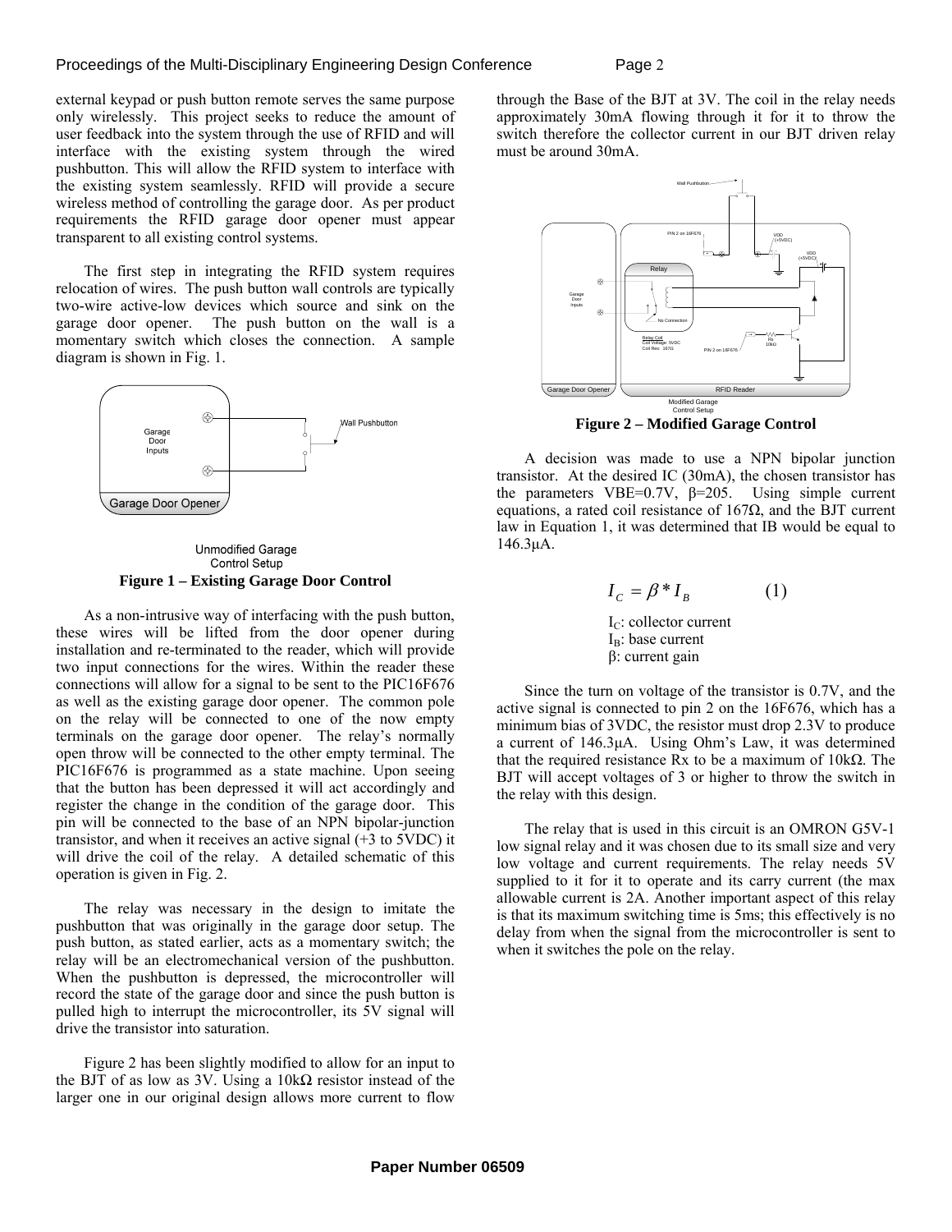external keypad or push button remote serves the same purpose only wirelessly. This project seeks to reduce the amount of user feedback into the system through the use of RFID and will interface with the existing system through the wired pushbutton. This will allow the RFID system to interface with the existing system seamlessly. RFID will provide a secure wireless method of controlling the garage door. As per product requirements the RFID garage door opener must appear transparent to all existing control systems.

The first step in integrating the RFID system requires relocation of wires. The push button wall controls are typically two-wire active-low devices which source and sink on the garage door opener. The push button on the wall is a momentary switch which closes the connection. A sample diagram is shown in Fig. 1.

Unmodified Garage Control Setup

**Figure 1 – Existing Garage Door Control**

As a non-intrusive way of interfacing with the push button, these wires will be lifted from the door opener during installation and re-terminated to the reader, which will provide two input connections for the wires. Within the reader these connections will allow for a signal to be sent to the PIC16F676 as well as the existing garage door opener. The common pole on the relay will be connected to one of the now empty terminals on the garage door opener. The relay's normally open throw will be connected to the other empty terminal. The PIC16F676 is programmed as a state machine. Upon seeing that the button has been depressed it will act accordingly and register the change in the condition of the garage door. This pin will be connected to the base of an NPN bipolar-junction transistor, and when it receives an active signal (+3 to 5VDC) it will drive the coil of the relay. A detailed schematic of this operation is given in Fig. 2.

The relay was necessary in the design to imitate the pushbutton that was originally in the garage door setup. The push button, as stated earlier, acts as a momentary switch; the relay will be an electromechanical version of the pushbutton. When the pushbutton is depressed, the microcontroller will record the state of the garage door and since the push button is pulled high to interrupt the microcontroller, its 5V signal will drive the transistor into saturation.

Figure 2 has been slightly modified to allow for an input to the BJT of as low as 3V. Using a 10kΩ resistor instead of the larger one in our original design allows more current to flow through the Base of the BJT at 3V. The coil in the relay needs approximately 30mA flowing through it for it to throw the switch therefore the collector current in our BJT driven relay must be around 30mA.

Modified Garage Control Setup

**Figure 2 – Modified Garage Control**

A decision was made to use a NPN bipolar junction transistor. At the desired IC (30mA), the chosen transistor has the parameters VBE=0.7V, β=205. Using simple current equations, a rated coil resistance of 167Ω, and the BJT current law in Equation 1, it was determined that IB would be equal to 146.3μA.

$$I_C = \beta * I_B \qquad (1)$$

$I_C$: collector current
$I_B$: base current
β: current gain

Since the turn on voltage of the transistor is 0.7V, and the active signal is connected to pin 2 on the 16F676, which has a minimum bias of 3VDC, the resistor must drop 2.3V to produce a current of 146.3μA. Using Ohm's Law, it was determined that the required resistance Rx to be a maximum of 10kΩ. The BJT will accept voltages of 3 or higher to throw the switch in the relay with this design.

The relay that is used in this circuit is an OMRON G5V-1 low signal relay and it was chosen due to its small size and very low voltage and current requirements. The relay needs 5V supplied to it for it to operate and its carry current (the max allowable current is 2A. Another important aspect of this relay is that its maximum switching time is 5ms; this effectively is no delay from when the signal from the microcontroller is sent to when it switches the pole on the relay.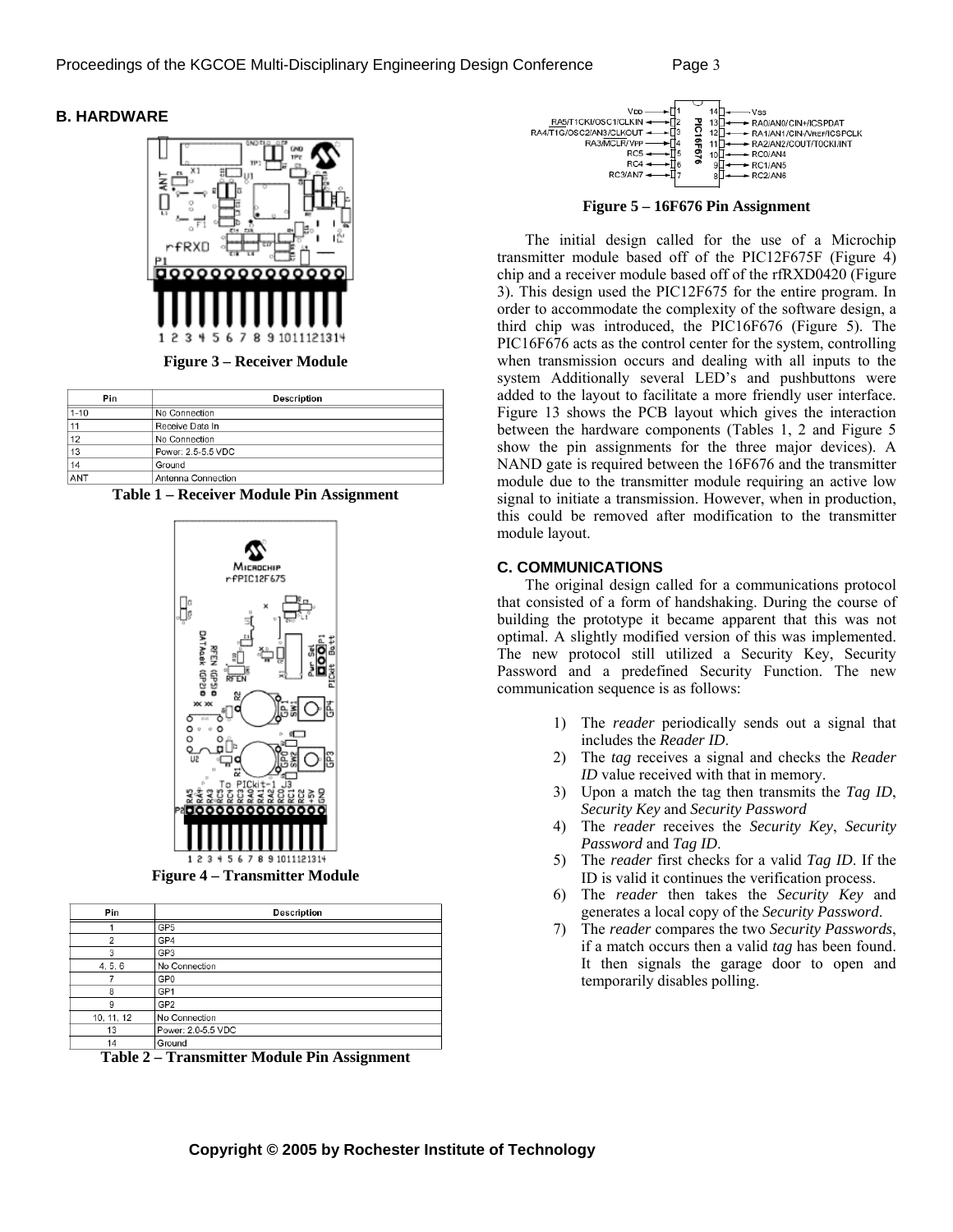### B. HARDWARE

Figure 3 – Receiver Module

| Pin | Description |
|---|---|
| 1-10 | No Connection |
| 11 | Receive Data In |
| 12 | No Connection |
| 13 | Power: 2.5-5.5 VDC |
| 14 | Ground |
| ANT | Antenna Connection |

Table 1 – Receiver Module Pin Assignment

Figure 4 – Transmitter Module

| Pin | Description |
|---|---|
| 1 | GP5 |
| 2 | GP4 |
| 3 | GP3 |
| 4, 5, 6 | No Connection |
| 7 | GP0 |
| 8 | GP1 |
| 9 | GP2 |
| 10, 11, 12 | No Connection |
| 13 | Power: 2.0-5.5 VDC |
| 14 | Ground |

Table 2 – Transmitter Module Pin Assignment

Figure 5 – 16F676 Pin Assignment

The initial design called for the use of a Microchip transmitter module based off of the PIC12F675F (Figure 4) chip and a receiver module based off of the rfRXD0420 (Figure 3). This design used the PIC12F675 for the entire program. In order to accommodate the complexity of the software design, a third chip was introduced, the PIC16F676 (Figure 5). The PIC16F676 acts as the control center for the system, controlling when transmission occurs and dealing with all inputs to the system Additionally several LED's and pushbuttons were added to the layout to facilitate a more friendly user interface. Figure 13 shows the PCB layout which gives the interaction between the hardware components (Tables 1, 2 and Figure 5 show the pin assignments for the three major devices). A NAND gate is required between the 16F676 and the transmitter module due to the transmitter module requiring an active low signal to initiate a transmission. However, when in production, this could be removed after modification to the transmitter module layout.

### C. COMMUNICATIONS

The original design called for a communications protocol that consisted of a form of handshaking. During the course of building the prototype it became apparent that this was not optimal. A slightly modified version of this was implemented. The new protocol still utilized a Security Key, Security Password and a predefined Security Function. The new communication sequence is as follows:

1) The *reader* periodically sends out a signal that includes the *Reader ID*.
2) The *tag* receives a signal and checks the *Reader ID* value received with that in memory.
3) Upon a match the tag then transmits the *Tag ID*, *Security Key* and *Security Password*
4) The *reader* receives the *Security Key*, *Security Password* and *Tag ID*.
5) The *reader* first checks for a valid *Tag ID*. If the ID is valid it continues the verification process.
6) The *reader* then takes the *Security Key* and generates a local copy of the *Security Password*.
7) The *reader* compares the two *Security Passwords*, if a match occurs then a valid *tag* has been found. It then signals the garage door to open and temporarily disables polling.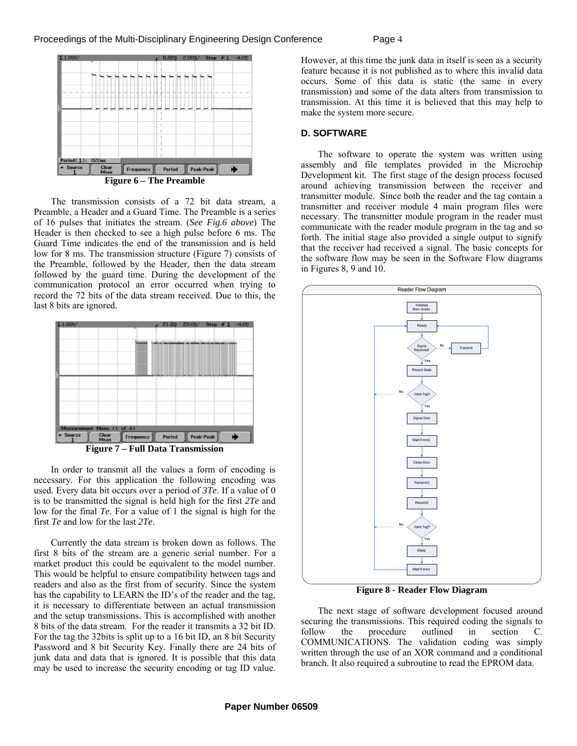Figure 6 – The Preamble

The transmission consists of a 72 bit data stream, a Preamble, a Header and a Guard Time. The Preamble is a series of 16 pulses that initiates the stream. (*See Fig.6 above*) The Header is then checked to see a high pulse before 6 ms. The Guard Time indicates the end of the transmission and is held low for 8 ms. The transmission structure (Figure 7) consists of the Preamble, followed by the Header, then the data stream followed by the guard time. During the development of the communication protocol an error occurred when trying to record the 72 bits of the data stream received. Due to this, the last 8 bits are ignored.

Figure 7 – Full Data Transmission

In order to transmit all the values a form of encoding is necessary. For this application the following encoding was used. Every data bit occurs over a period of *3Te*. If a value of 0 is to be transmitted the signal is held high for the first *2Te* and low for the final *Te*. For a value of 1 the signal is high for the first *Te* and low for the last *2Te*.

Currently the data stream is broken down as follows. The first 8 bits of the stream are a generic serial number. For a market product this could be equivalent to the model number. This would be helpful to ensure compatibility between tags and readers and also as the first from of security. Since the system has the capability to LEARN the ID's of the reader and the tag, it is necessary to differentiate between an actual transmission and the setup transmissions. This is accomplished with another 8 bits of the data stream. For the reader it transmits a 32 bit ID. For the tag the 32bits is split up to a 16 bit ID, an 8 bit Security Password and 8 bit Security Key. Finally there are 24 bits of junk data and data that is ignored. It is possible that this data may be used to increase the security encoding or tag ID value. However, at this time the junk data in itself is seen as a security feature because it is not published as to where this invalid data occurs. Some of this data is static (the same in every transmission) and some of the data alters from transmission to transmission. At this time it is believed that this may help to make the system more secure.

### D. SOFTWARE

The software to operate the system was written using assembly and file templates provided in the Microchip Development kit. The first stage of the design process focused around achieving transmission between the receiver and transmitter module. Since both the reader and the tag contain a transmitter and receiver module 4 main program files were necessary. The transmitter module program in the reader must communicate with the reader module program in the tag and so forth. The initial stage also provided a single output to signify that the receiver had received a signal. The basic concepts for the software flow may be seen in the Software Flow diagrams in Figures 8, 9 and 10.

Figure 8 - Reader Flow Diagram

The next stage of software development focused around securing the transmissions. This required coding the signals to follow the procedure outlined in section C. COMMUNICATIONS. The validation coding was simply written through the use of an XOR command and a conditional branch. It also required a subroutine to read the EPROM data.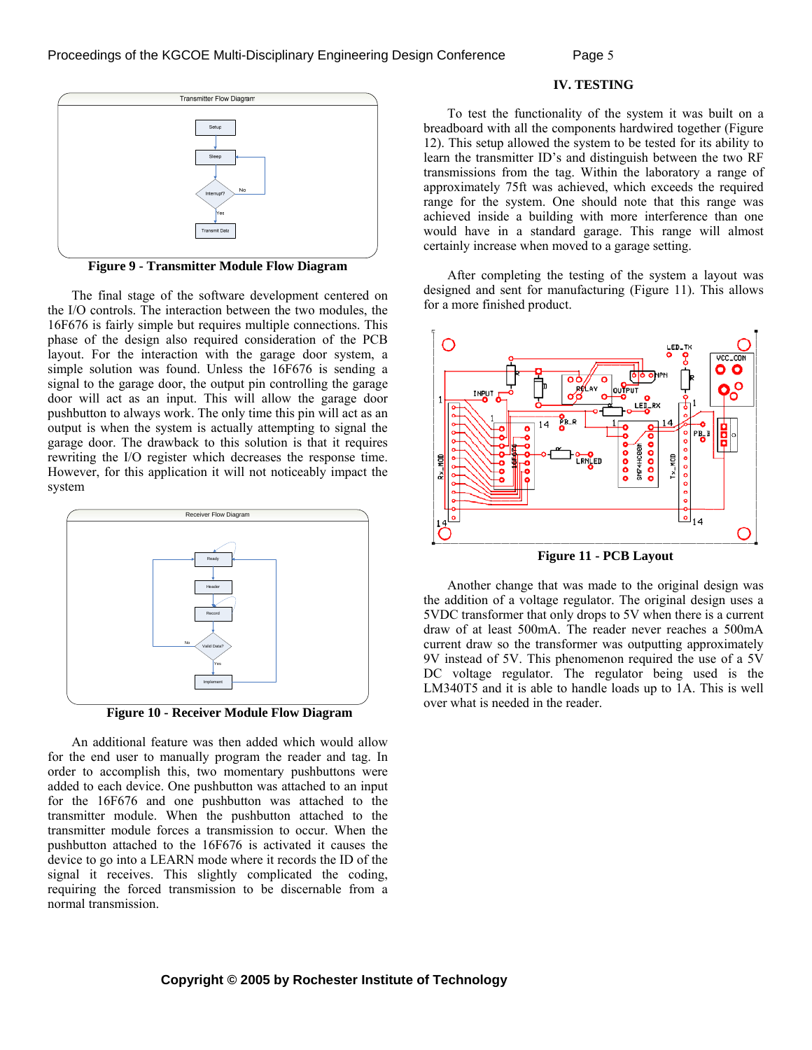Figure 9 - Transmitter Module Flow Diagram

The final stage of the software development centered on the I/O controls. The interaction between the two modules, the 16F676 is fairly simple but requires multiple connections. This phase of the design also required consideration of the PCB layout. For the interaction with the garage door system, a simple solution was found. Unless the 16F676 is sending a signal to the garage door, the output pin controlling the garage door will act as an input. This will allow the garage door pushbutton to always work. The only time this pin will act as an output is when the system is actually attempting to signal the garage door. The drawback to this solution is that it requires rewriting the I/O register which decreases the response time. However, for this application it will not noticeably impact the system

Figure 10 - Receiver Module Flow Diagram

An additional feature was then added which would allow for the end user to manually program the reader and tag. In order to accomplish this, two momentary pushbuttons were added to each device. One pushbutton was attached to an input for the 16F676 and one pushbutton was attached to the transmitter module. When the pushbutton attached to the transmitter module forces a transmission to occur. When the pushbutton attached to the 16F676 is activated it causes the device to go into a LEARN mode where it records the ID of the signal it receives. This slightly complicated the coding, requiring the forced transmission to be discernable from a normal transmission.

## IV. TESTING

To test the functionality of the system it was built on a breadboard with all the components hardwired together (Figure 12). This setup allowed the system to be tested for its ability to learn the transmitter ID's and distinguish between the two RF transmissions from the tag. Within the laboratory a range of approximately 75ft was achieved, which exceeds the required range for the system. One should note that this range was achieved inside a building with more interference than one would have in a standard garage. This range will almost certainly increase when moved to a garage setting.

After completing the testing of the system a layout was designed and sent for manufacturing (Figure 11). This allows for a more finished product.

Figure 11 - PCB Layout

Another change that was made to the original design was the addition of a voltage regulator. The original design uses a 5VDC transformer that only drops to 5V when there is a current draw of at least 500mA. The reader never reaches a 500mA current draw so the transformer was outputting approximately 9V instead of 5V. This phenomenon required the use of a 5V DC voltage regulator. The regulator being used is the LM340T5 and it is able to handle loads up to 1A. This is well over what is needed in the reader.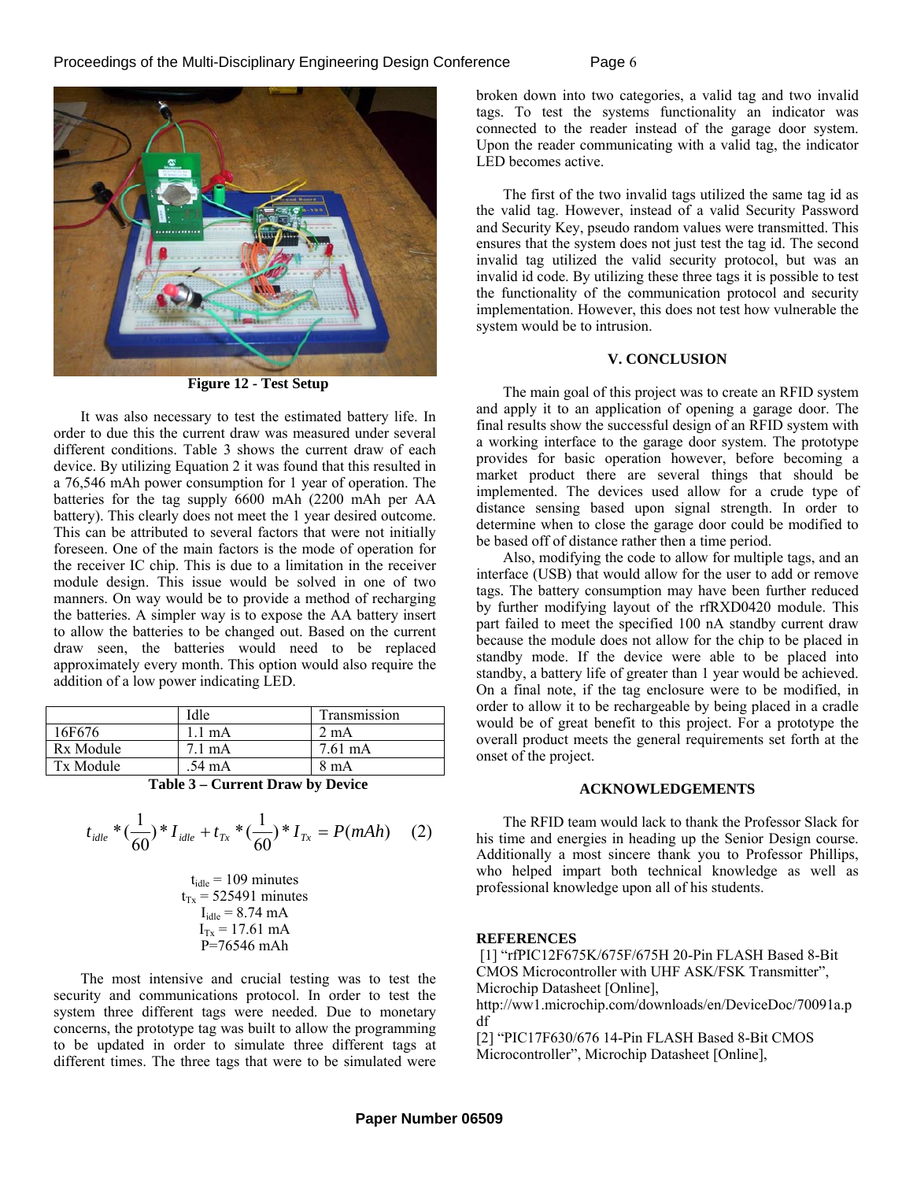Figure 12 - Test Setup

It was also necessary to test the estimated battery life. In order to due this the current draw was measured under several different conditions. Table 3 shows the current draw of each device. By utilizing Equation 2 it was found that this resulted in a 76,546 mAh power consumption for 1 year of operation. The batteries for the tag supply 6600 mAh (2200 mAh per AA battery). This clearly does not meet the 1 year desired outcome. This can be attributed to several factors that were not initially foreseen. One of the main factors is the mode of operation for the receiver IC chip. This is due to a limitation in the receiver module design. This issue would be solved in one of two manners. On way would be to provide a method of recharging the batteries. A simpler way is to expose the AA battery insert to allow the batteries to be changed out. Based on the current draw seen, the batteries would need to be replaced approximately every month. This option would also require the addition of a low power indicating LED.

| | Idle | Transmission |
|---|---|---|
| 16F676 | 1.1 mA | 2 mA |
| Rx Module | 7.1 mA | 7.61 mA |
| Tx Module | .54 mA | 8 mA |

**Table 3 – Current Draw by Device**

$$t_{idle} * (\frac{1}{60}) * I_{idle} + t_{Tx} * (\frac{1}{60}) * I_{Tx} = P(mAh) \quad (2)$$

$t_{idle}$ = 109 minutes
$t_{Tx}$ = 525491 minutes
$I_{idle}$ = 8.74 mA
$I_{Tx}$ = 17.61 mA
P=76546 mAh

The most intensive and crucial testing was to test the security and communications protocol. In order to test the system three different tags were needed. Due to monetary concerns, the prototype tag was built to allow the programming to be updated in order to simulate three different tags at different times. The three tags that were to be simulated were broken down into two categories, a valid tag and two invalid tags. To test the systems functionality an indicator was connected to the reader instead of the garage door system. Upon the reader communicating with a valid tag, the indicator LED becomes active.

The first of the two invalid tags utilized the same tag id as the valid tag. However, instead of a valid Security Password and Security Key, pseudo random values were transmitted. This ensures that the system does not just test the tag id. The second invalid tag utilized the valid security protocol, but was an invalid id code. By utilizing these three tags it is possible to test the functionality of the communication protocol and security implementation. However, this does not test how vulnerable the system would be to intrusion.

## V. CONCLUSION

The main goal of this project was to create an RFID system and apply it to an application of opening a garage door. The final results show the successful design of an RFID system with a working interface to the garage door system. The prototype provides for basic operation however, before becoming a market product there are several things that should be implemented. The devices used allow for a crude type of distance sensing based upon signal strength. In order to determine when to close the garage door could be modified to be based off of distance rather then a time period.

Also, modifying the code to allow for multiple tags, and an interface (USB) that would allow for the user to add or remove tags. The battery consumption may have been further reduced by further modifying layout of the rfRXD0420 module. This part failed to meet the specified 100 nA standby current draw because the module does not allow for the chip to be placed in standby mode. If the device were able to be placed into standby, a battery life of greater than 1 year would be achieved. On a final note, if the tag enclosure were to be modified, in order to allow it to be rechargeable by being placed in a cradle would be of great benefit to this project. For a prototype the overall product meets the general requirements set forth at the onset of the project.

## ACKNOWLEDGEMENTS

The RFID team would lack to thank the Professor Slack for his time and energies in heading up the Senior Design course. Additionally a most sincere thank you to Professor Phillips, who helped impart both technical knowledge as well as professional knowledge upon all of his students.

## REFERENCES

[1] “rfPIC12F675K/675F/675H 20-Pin FLASH Based 8-Bit CMOS Microcontroller with UHF ASK/FSK Transmitter”, Microchip Datasheet [Online], http://ww1.microchip.com/downloads/en/DeviceDoc/70091a.pdf

[2] “PIC17F630/676 14-Pin FLASH Based 8-Bit CMOS Microcontroller”, Microchip Datasheet [Online],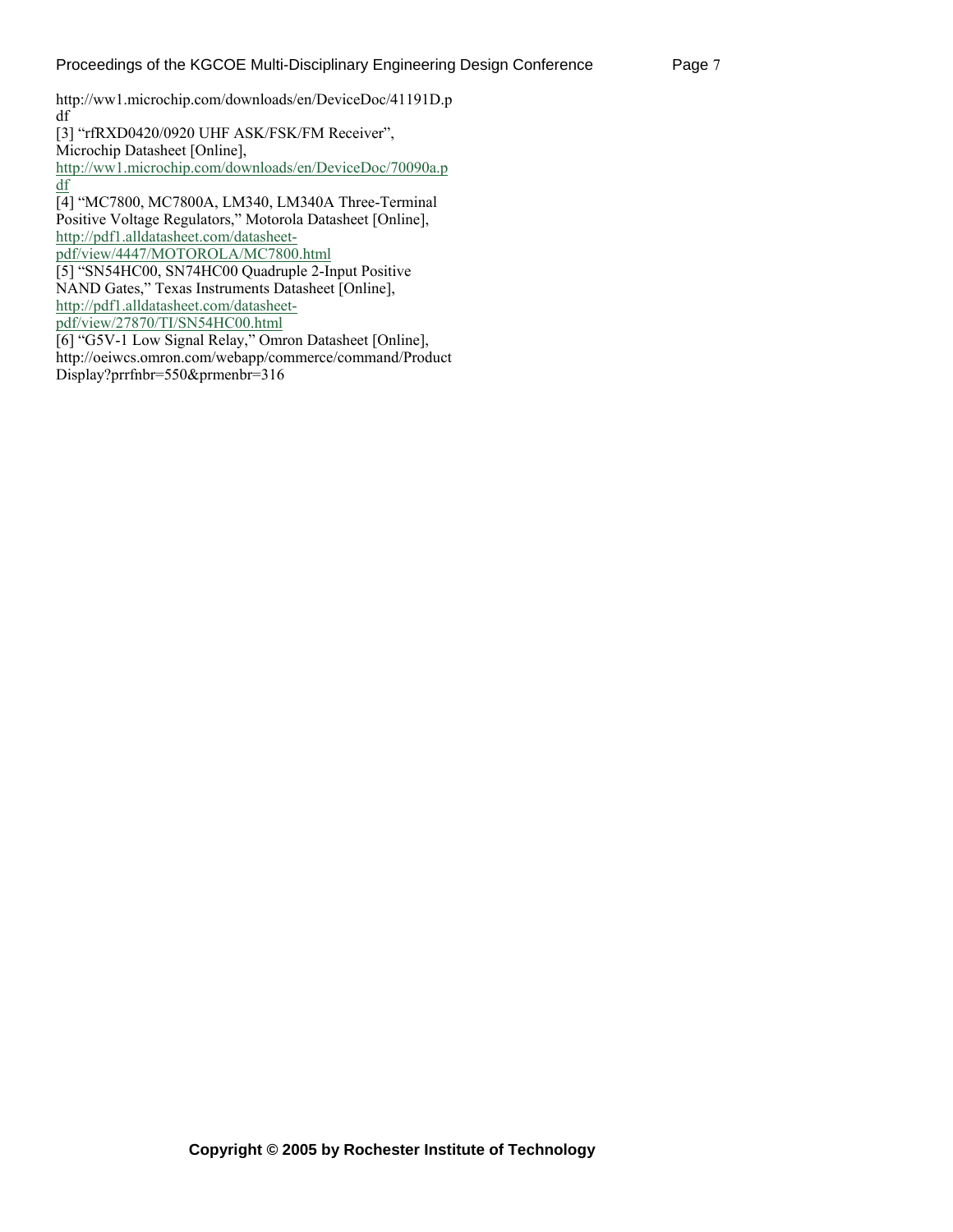http://ww1.microchip.com/downloads/en/DeviceDoc/41191D.pdf

[3] "rfRXD0420/0920 UHF ASK/FSK/FM Receiver", Microchip Datasheet [Online], http://ww1.microchip.com/downloads/en/DeviceDoc/70090a.pdf

[4] "MC7800, MC7800A, LM340, LM340A Three-Terminal Positive Voltage Regulators," Motorola Datasheet [Online], http://pdf1.alldatasheet.com/datasheet-pdf/view/4447/MOTOROLA/MC7800.html

[5] "SN54HC00, SN74HC00 Quadruple 2-Input Positive NAND Gates," Texas Instruments Datasheet [Online], http://pdf1.alldatasheet.com/datasheet-pdf/view/27870/TI/SN54HC00.html

[6] "G5V-1 Low Signal Relay," Omron Datasheet [Online], http://oeiwcs.omron.com/webapp/commerce/command/ProductDisplay?prrfnbr=550&prmenbr=316